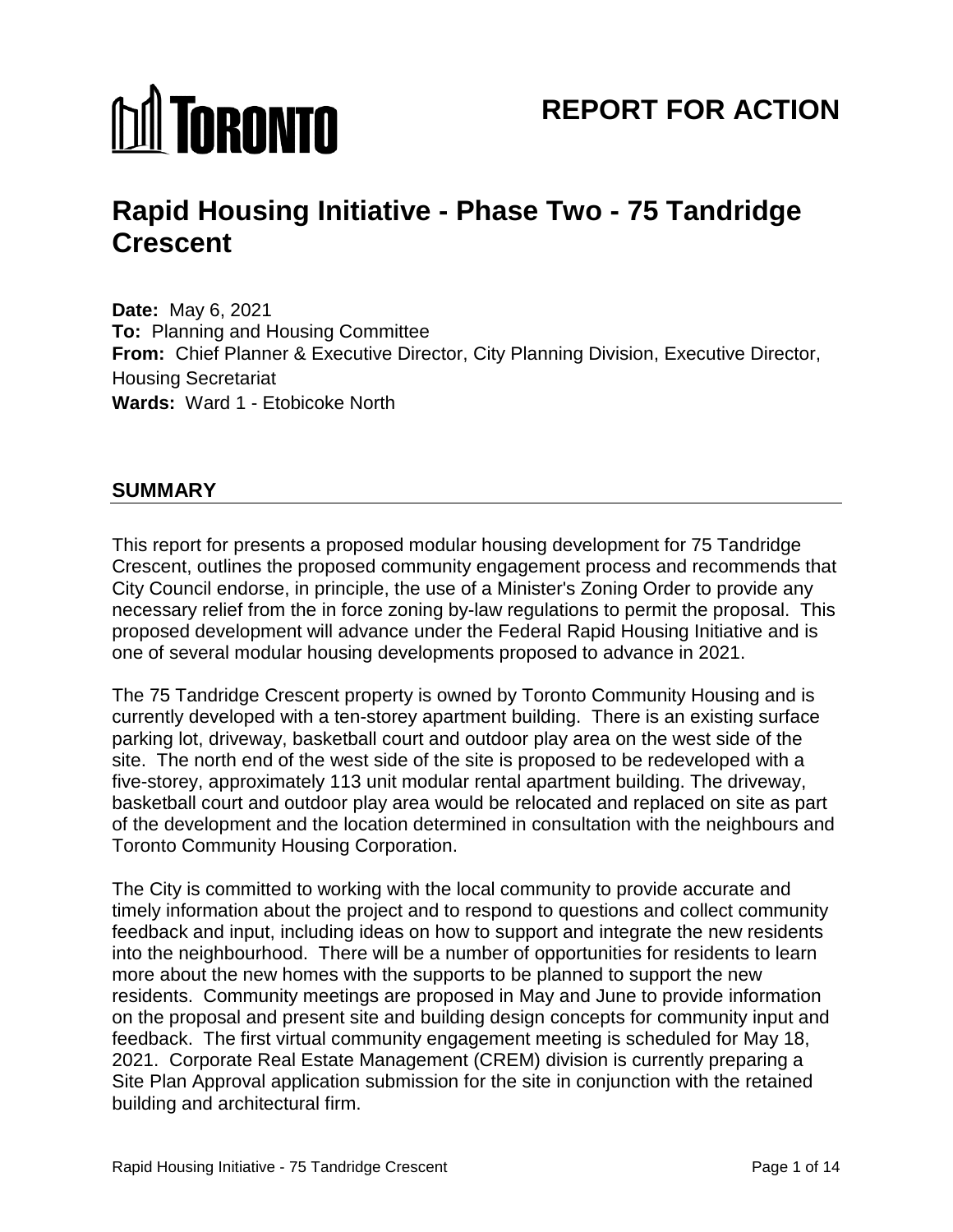# Toronto

# REPORT FOR ACTION

# Rapid Housing Initiative - Phase Two - 75 Tandridge Crescent

**Date:** May 6, 2021
**To:** Planning and Housing Committee
**From:** Chief Planner & Executive Director, City Planning Division, Executive Director, Housing Secretariat
**Wards:** Ward 1 - Etobicoke North

## SUMMARY

This report for presents a proposed modular housing development for 75 Tandridge Crescent, outlines the proposed community engagement process and recommends that City Council endorse, in principle, the use of a Minister's Zoning Order to provide any necessary relief from the in force zoning by-law regulations to permit the proposal. This proposed development will advance under the Federal Rapid Housing Initiative and is one of several modular housing developments proposed to advance in 2021.

The 75 Tandridge Crescent property is owned by Toronto Community Housing and is currently developed with a ten-storey apartment building. There is an existing surface parking lot, driveway, basketball court and outdoor play area on the west side of the site. The north end of the west side of the site is proposed to be redeveloped with a five-storey, approximately 113 unit modular rental apartment building. The driveway, basketball court and outdoor play area would be relocated and replaced on site as part of the development and the location determined in consultation with the neighbours and Toronto Community Housing Corporation.

The City is committed to working with the local community to provide accurate and timely information about the project and to respond to questions and collect community feedback and input, including ideas on how to support and integrate the new residents into the neighbourhood. There will be a number of opportunities for residents to learn more about the new homes with the supports to be planned to support the new residents. Community meetings are proposed in May and June to provide information on the proposal and present site and building design concepts for community input and feedback. The first virtual community engagement meeting is scheduled for May 18, 2021. Corporate Real Estate Management (CREM) division is currently preparing a Site Plan Approval application submission for the site in conjunction with the retained building and architectural firm.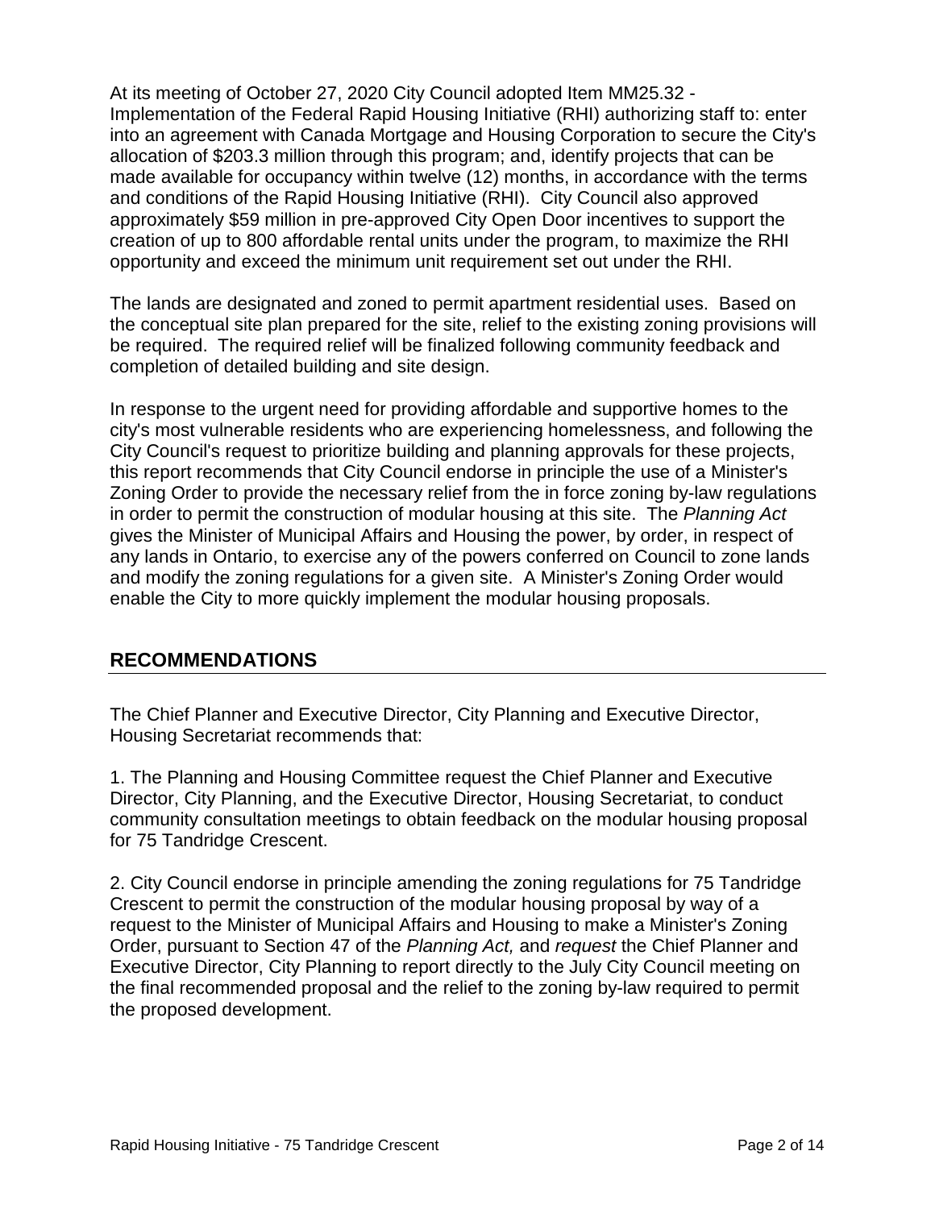At its meeting of October 27, 2020 City Council adopted Item MM25.32 - Implementation of the Federal Rapid Housing Initiative (RHI) authorizing staff to: enter into an agreement with Canada Mortgage and Housing Corporation to secure the City's allocation of $203.3 million through this program; and, identify projects that can be made available for occupancy within twelve (12) months, in accordance with the terms and conditions of the Rapid Housing Initiative (RHI). City Council also approved approximately $59 million in pre-approved City Open Door incentives to support the creation of up to 800 affordable rental units under the program, to maximize the RHI opportunity and exceed the minimum unit requirement set out under the RHI.

The lands are designated and zoned to permit apartment residential uses. Based on the conceptual site plan prepared for the site, relief to the existing zoning provisions will be required. The required relief will be finalized following community feedback and completion of detailed building and site design.

In response to the urgent need for providing affordable and supportive homes to the city's most vulnerable residents who are experiencing homelessness, and following the City Council's request to prioritize building and planning approvals for these projects, this report recommends that City Council endorse in principle the use of a Minister's Zoning Order to provide the necessary relief from the in force zoning by-law regulations in order to permit the construction of modular housing at this site. The *Planning Act* gives the Minister of Municipal Affairs and Housing the power, by order, in respect of any lands in Ontario, to exercise any of the powers conferred on Council to zone lands and modify the zoning regulations for a given site. A Minister's Zoning Order would enable the City to more quickly implement the modular housing proposals.

## RECOMMENDATIONS

The Chief Planner and Executive Director, City Planning and Executive Director, Housing Secretariat recommends that:

1. The Planning and Housing Committee request the Chief Planner and Executive Director, City Planning, and the Executive Director, Housing Secretariat, to conduct community consultation meetings to obtain feedback on the modular housing proposal for 75 Tandridge Crescent.

2. City Council endorse in principle amending the zoning regulations for 75 Tandridge Crescent to permit the construction of the modular housing proposal by way of a request to the Minister of Municipal Affairs and Housing to make a Minister's Zoning Order, pursuant to Section 47 of the *Planning Act,* and *request* the Chief Planner and Executive Director, City Planning to report directly to the July City Council meeting on the final recommended proposal and the relief to the zoning by-law required to permit the proposed development.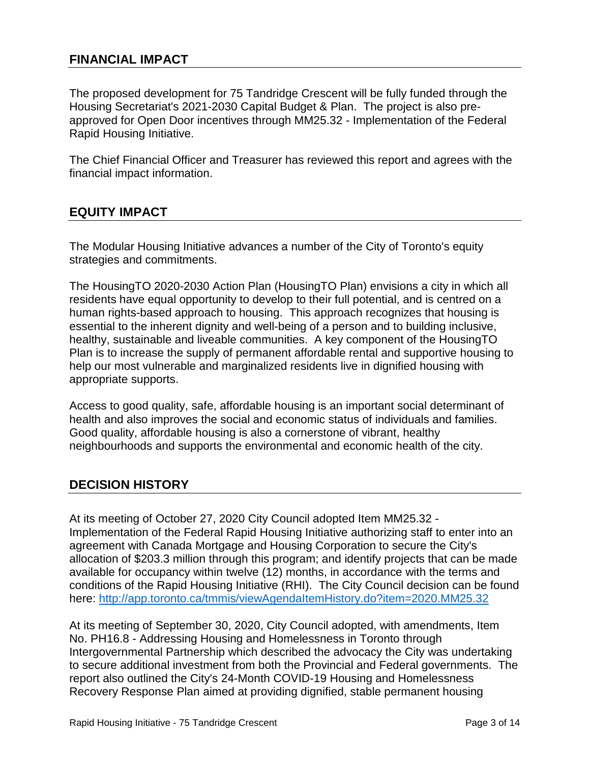## FINANCIAL IMPACT

The proposed development for 75 Tandridge Crescent will be fully funded through the Housing Secretariat's 2021-2030 Capital Budget & Plan. The project is also pre-approved for Open Door incentives through MM25.32 - Implementation of the Federal Rapid Housing Initiative.

The Chief Financial Officer and Treasurer has reviewed this report and agrees with the financial impact information.

## EQUITY IMPACT

The Modular Housing Initiative advances a number of the City of Toronto's equity strategies and commitments.

The HousingTO 2020-2030 Action Plan (HousingTO Plan) envisions a city in which all residents have equal opportunity to develop to their full potential, and is centred on a human rights-based approach to housing. This approach recognizes that housing is essential to the inherent dignity and well-being of a person and to building inclusive, healthy, sustainable and liveable communities. A key component of the HousingTO Plan is to increase the supply of permanent affordable rental and supportive housing to help our most vulnerable and marginalized residents live in dignified housing with appropriate supports.

Access to good quality, safe, affordable housing is an important social determinant of health and also improves the social and economic status of individuals and families. Good quality, affordable housing is also a cornerstone of vibrant, healthy neighbourhoods and supports the environmental and economic health of the city.

## DECISION HISTORY

At its meeting of October 27, 2020 City Council adopted Item MM25.32 - Implementation of the Federal Rapid Housing Initiative authorizing staff to enter into an agreement with Canada Mortgage and Housing Corporation to secure the City's allocation of $203.3 million through this program; and identify projects that can be made available for occupancy within twelve (12) months, in accordance with the terms and conditions of the Rapid Housing Initiative (RHI). The City Council decision can be found here: [http://app.toronto.ca/tmmis/viewAgendaItemHistory.do?item=2020.MM25.32](http://app.toronto.ca/tmmis/viewAgendaItemHistory.do?item=2020.MM25.32)

At its meeting of September 30, 2020, City Council adopted, with amendments, Item No. PH16.8 - Addressing Housing and Homelessness in Toronto through Intergovernmental Partnership which described the advocacy the City was undertaking to secure additional investment from both the Provincial and Federal governments. The report also outlined the City's 24-Month COVID-19 Housing and Homelessness Recovery Response Plan aimed at providing dignified, stable permanent housing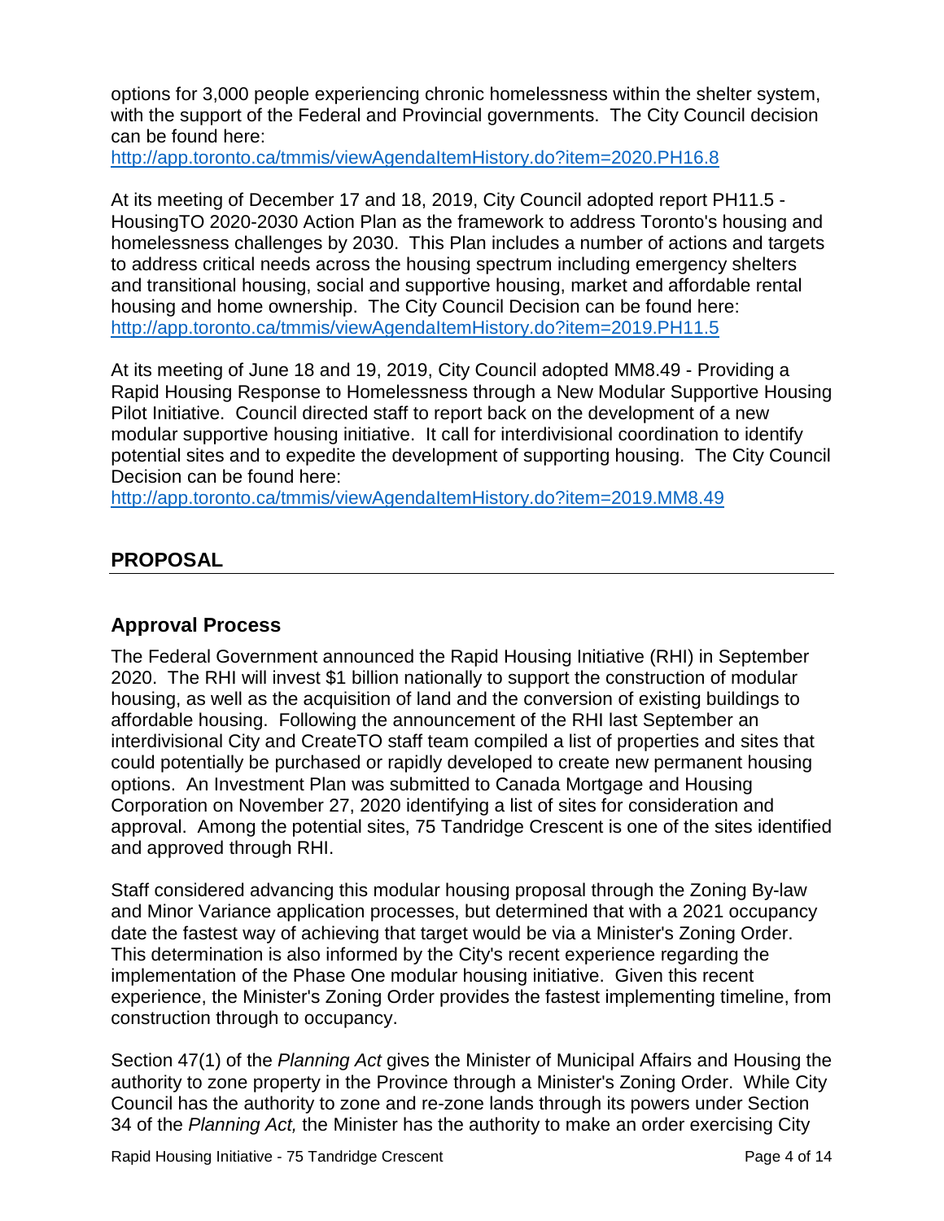options for 3,000 people experiencing chronic homelessness within the shelter system, with the support of the Federal and Provincial governments. The City Council decision can be found here:
http://app.toronto.ca/tmmis/viewAgendaItemHistory.do?item=2020.PH16.8

At its meeting of December 17 and 18, 2019, City Council adopted report PH11.5 - HousingTO 2020-2030 Action Plan as the framework to address Toronto's housing and homelessness challenges by 2030. This Plan includes a number of actions and targets to address critical needs across the housing spectrum including emergency shelters and transitional housing, social and supportive housing, market and affordable rental housing and home ownership. The City Council Decision can be found here:
http://app.toronto.ca/tmmis/viewAgendaItemHistory.do?item=2019.PH11.5

At its meeting of June 18 and 19, 2019, City Council adopted MM8.49 - Providing a Rapid Housing Response to Homelessness through a New Modular Supportive Housing Pilot Initiative. Council directed staff to report back on the development of a new modular supportive housing initiative. It call for interdivisional coordination to identify potential sites and to expedite the development of supporting housing. The City Council Decision can be found here:
http://app.toronto.ca/tmmis/viewAgendaItemHistory.do?item=2019.MM8.49

## PROPOSAL

### Approval Process

The Federal Government announced the Rapid Housing Initiative (RHI) in September 2020. The RHI will invest $1 billion nationally to support the construction of modular housing, as well as the acquisition of land and the conversion of existing buildings to affordable housing. Following the announcement of the RHI last September an interdivisional City and CreateTO staff team compiled a list of properties and sites that could potentially be purchased or rapidly developed to create new permanent housing options. An Investment Plan was submitted to Canada Mortgage and Housing Corporation on November 27, 2020 identifying a list of sites for consideration and approval. Among the potential sites, 75 Tandridge Crescent is one of the sites identified and approved through RHI.

Staff considered advancing this modular housing proposal through the Zoning By-law and Minor Variance application processes, but determined that with a 2021 occupancy date the fastest way of achieving that target would be via a Minister's Zoning Order. This determination is also informed by the City's recent experience regarding the implementation of the Phase One modular housing initiative. Given this recent experience, the Minister's Zoning Order provides the fastest implementing timeline, from construction through to occupancy.

Section 47(1) of the *Planning Act* gives the Minister of Municipal Affairs and Housing the authority to zone property in the Province through a Minister's Zoning Order. While City Council has the authority to zone and re-zone lands through its powers under Section 34 of the *Planning Act,* the Minister has the authority to make an order exercising City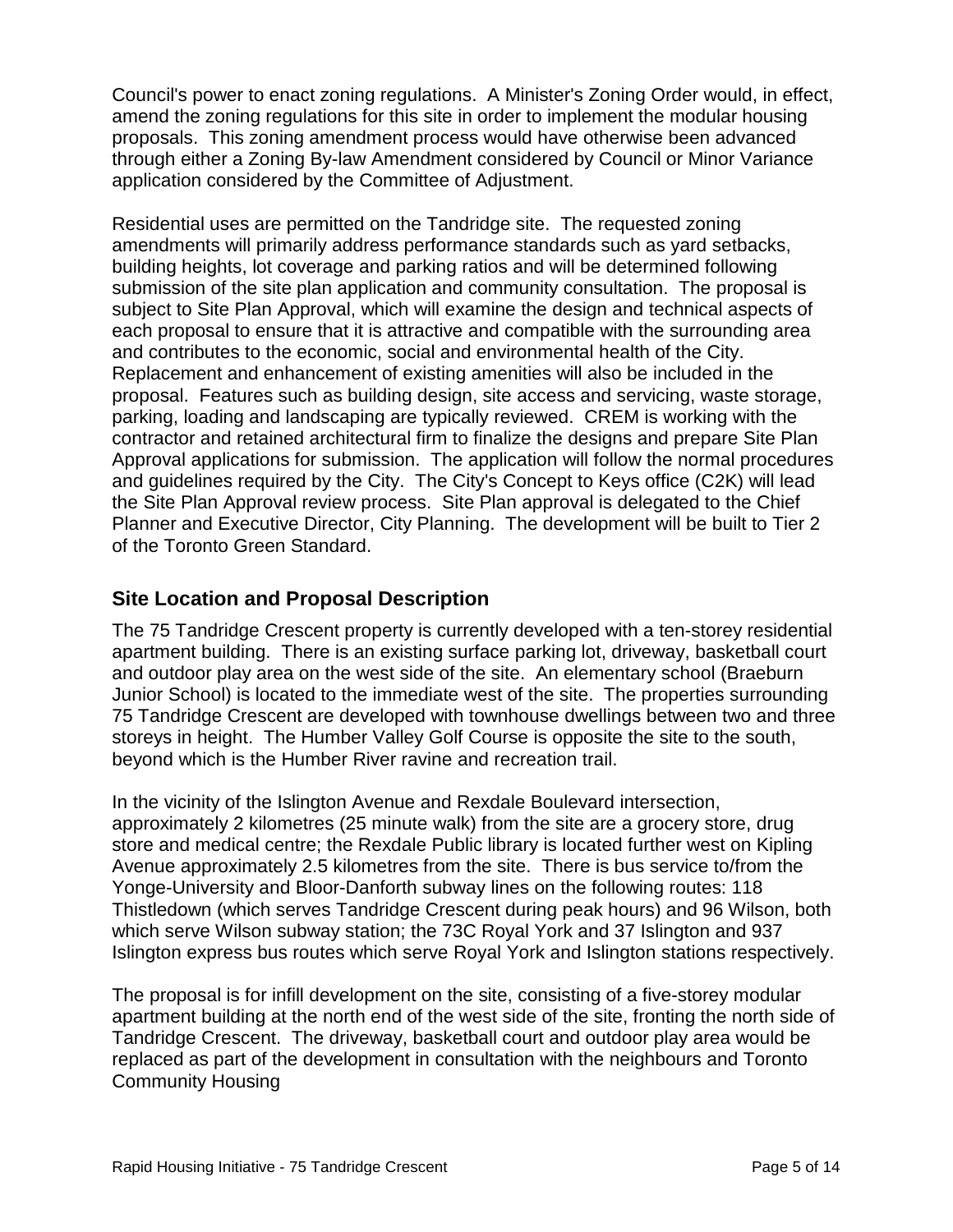Council's power to enact zoning regulations. A Minister's Zoning Order would, in effect, amend the zoning regulations for this site in order to implement the modular housing proposals. This zoning amendment process would have otherwise been advanced through either a Zoning By-law Amendment considered by Council or Minor Variance application considered by the Committee of Adjustment.

Residential uses are permitted on the Tandridge site. The requested zoning amendments will primarily address performance standards such as yard setbacks, building heights, lot coverage and parking ratios and will be determined following submission of the site plan application and community consultation. The proposal is subject to Site Plan Approval, which will examine the design and technical aspects of each proposal to ensure that it is attractive and compatible with the surrounding area and contributes to the economic, social and environmental health of the City. Replacement and enhancement of existing amenities will also be included in the proposal. Features such as building design, site access and servicing, waste storage, parking, loading and landscaping are typically reviewed. CREM is working with the contractor and retained architectural firm to finalize the designs and prepare Site Plan Approval applications for submission. The application will follow the normal procedures and guidelines required by the City. The City's Concept to Keys office (C2K) will lead the Site Plan Approval review process. Site Plan approval is delegated to the Chief Planner and Executive Director, City Planning. The development will be built to Tier 2 of the Toronto Green Standard.

## Site Location and Proposal Description

The 75 Tandridge Crescent property is currently developed with a ten-storey residential apartment building. There is an existing surface parking lot, driveway, basketball court and outdoor play area on the west side of the site. An elementary school (Braeburn Junior School) is located to the immediate west of the site. The properties surrounding 75 Tandridge Crescent are developed with townhouse dwellings between two and three storeys in height. The Humber Valley Golf Course is opposite the site to the south, beyond which is the Humber River ravine and recreation trail.

In the vicinity of the Islington Avenue and Rexdale Boulevard intersection, approximately 2 kilometres (25 minute walk) from the site are a grocery store, drug store and medical centre; the Rexdale Public library is located further west on Kipling Avenue approximately 2.5 kilometres from the site. There is bus service to/from the Yonge-University and Bloor-Danforth subway lines on the following routes: 118 Thistledown (which serves Tandridge Crescent during peak hours) and 96 Wilson, both which serve Wilson subway station; the 73C Royal York and 37 Islington and 937 Islington express bus routes which serve Royal York and Islington stations respectively.

The proposal is for infill development on the site, consisting of a five-storey modular apartment building at the north end of the west side of the site, fronting the north side of Tandridge Crescent. The driveway, basketball court and outdoor play area would be replaced as part of the development in consultation with the neighbours and Toronto Community Housing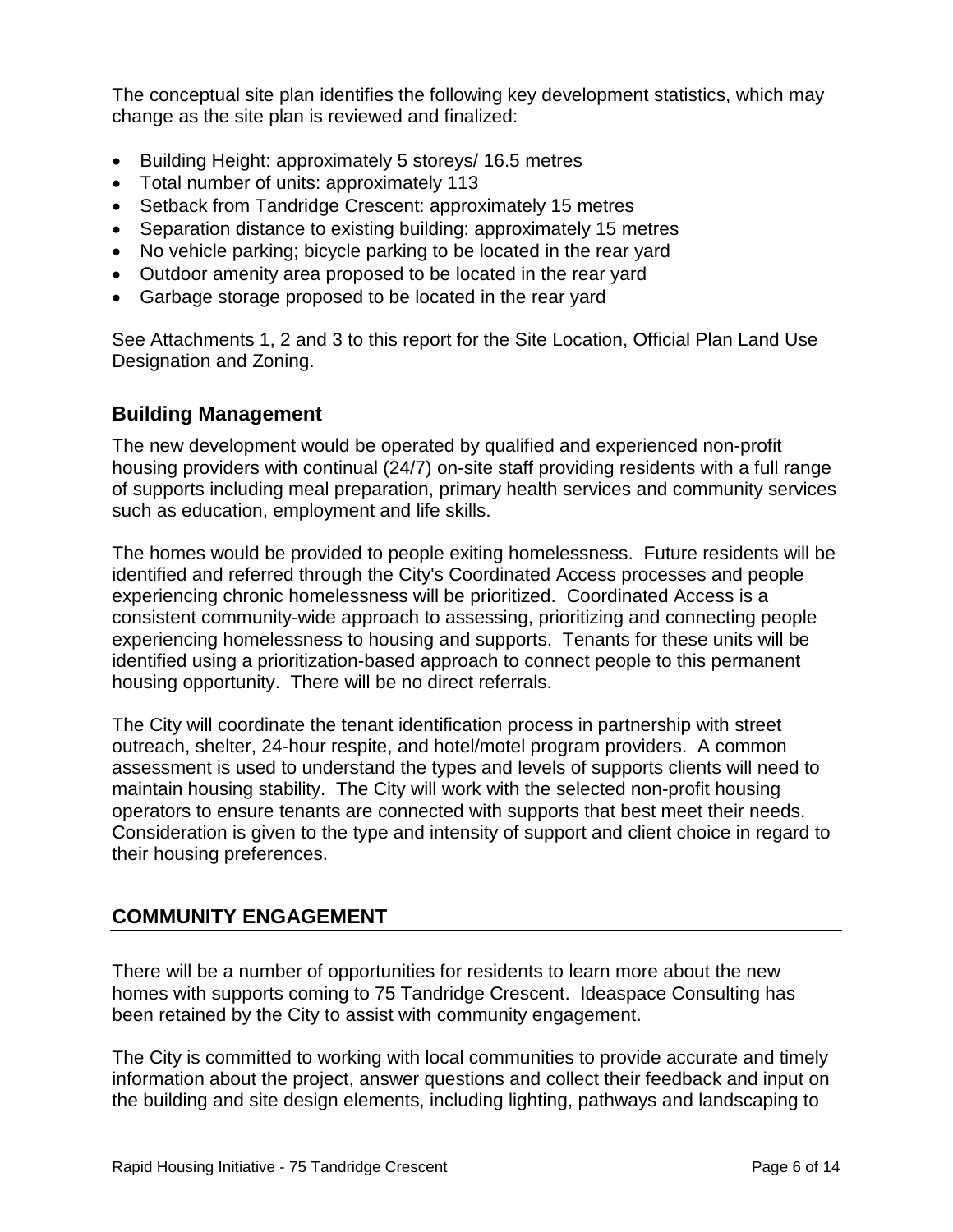The conceptual site plan identifies the following key development statistics, which may change as the site plan is reviewed and finalized:

- Building Height: approximately 5 storeys/ 16.5 metres
- Total number of units: approximately 113
- Setback from Tandridge Crescent: approximately 15 metres
- Separation distance to existing building: approximately 15 metres
- No vehicle parking; bicycle parking to be located in the rear yard
- Outdoor amenity area proposed to be located in the rear yard
- Garbage storage proposed to be located in the rear yard

See Attachments 1, 2 and 3 to this report for the Site Location, Official Plan Land Use Designation and Zoning.

### Building Management

The new development would be operated by qualified and experienced non-profit housing providers with continual (24/7) on-site staff providing residents with a full range of supports including meal preparation, primary health services and community services such as education, employment and life skills.

The homes would be provided to people exiting homelessness. Future residents will be identified and referred through the City's Coordinated Access processes and people experiencing chronic homelessness will be prioritized. Coordinated Access is a consistent community-wide approach to assessing, prioritizing and connecting people experiencing homelessness to housing and supports. Tenants for these units will be identified using a prioritization-based approach to connect people to this permanent housing opportunity. There will be no direct referrals.

The City will coordinate the tenant identification process in partnership with street outreach, shelter, 24-hour respite, and hotel/motel program providers. A common assessment is used to understand the types and levels of supports clients will need to maintain housing stability. The City will work with the selected non-profit housing operators to ensure tenants are connected with supports that best meet their needs. Consideration is given to the type and intensity of support and client choice in regard to their housing preferences.

## COMMUNITY ENGAGEMENT

There will be a number of opportunities for residents to learn more about the new homes with supports coming to 75 Tandridge Crescent. Ideaspace Consulting has been retained by the City to assist with community engagement.

The City is committed to working with local communities to provide accurate and timely information about the project, answer questions and collect their feedback and input on the building and site design elements, including lighting, pathways and landscaping to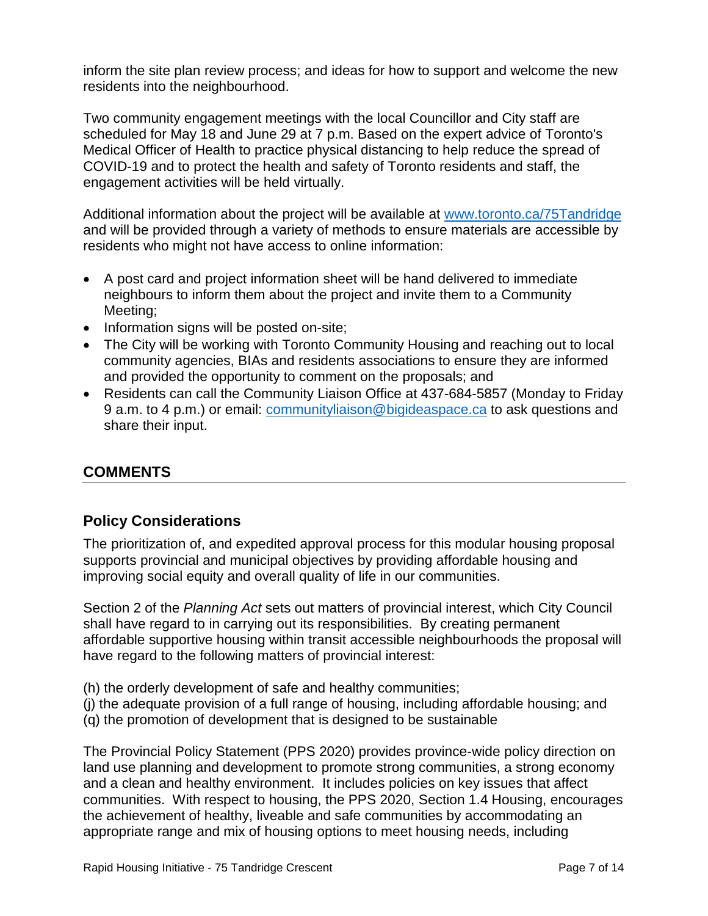inform the site plan review process; and ideas for how to support and welcome the new residents into the neighbourhood.

Two community engagement meetings with the local Councillor and City staff are scheduled for May 18 and June 29 at 7 p.m. Based on the expert advice of Toronto's Medical Officer of Health to practice physical distancing to help reduce the spread of COVID-19 and to protect the health and safety of Toronto residents and staff, the engagement activities will be held virtually.

Additional information about the project will be available at [www.toronto.ca/75Tandridge](http://www.toronto.ca/75Tandridge) and will be provided through a variety of methods to ensure materials are accessible by residents who might not have access to online information:

- A post card and project information sheet will be hand delivered to immediate neighbours to inform them about the project and invite them to a Community Meeting;
- Information signs will be posted on-site;
- The City will be working with Toronto Community Housing and reaching out to local community agencies, BIAs and residents associations to ensure they are informed and provided the opportunity to comment on the proposals; and
- Residents can call the Community Liaison Office at 437-684-5857 (Monday to Friday 9 a.m. to 4 p.m.) or email: [communityliaison@bigideaspace.ca](mailto:communityliaison@bigideaspace.ca) to ask questions and share their input.

## COMMENTS

### Policy Considerations

The prioritization of, and expedited approval process for this modular housing proposal supports provincial and municipal objectives by providing affordable housing and improving social equity and overall quality of life in our communities.

Section 2 of the *Planning Act* sets out matters of provincial interest, which City Council shall have regard to in carrying out its responsibilities. By creating permanent affordable supportive housing within transit accessible neighbourhoods the proposal will have regard to the following matters of provincial interest:

(h) the orderly development of safe and healthy communities;
(j) the adequate provision of a full range of housing, including affordable housing; and
(q) the promotion of development that is designed to be sustainable

The Provincial Policy Statement (PPS 2020) provides province-wide policy direction on land use planning and development to promote strong communities, a strong economy and a clean and healthy environment. It includes policies on key issues that affect communities. With respect to housing, the PPS 2020, Section 1.4 Housing, encourages the achievement of healthy, liveable and safe communities by accommodating an appropriate range and mix of housing options to meet housing needs, including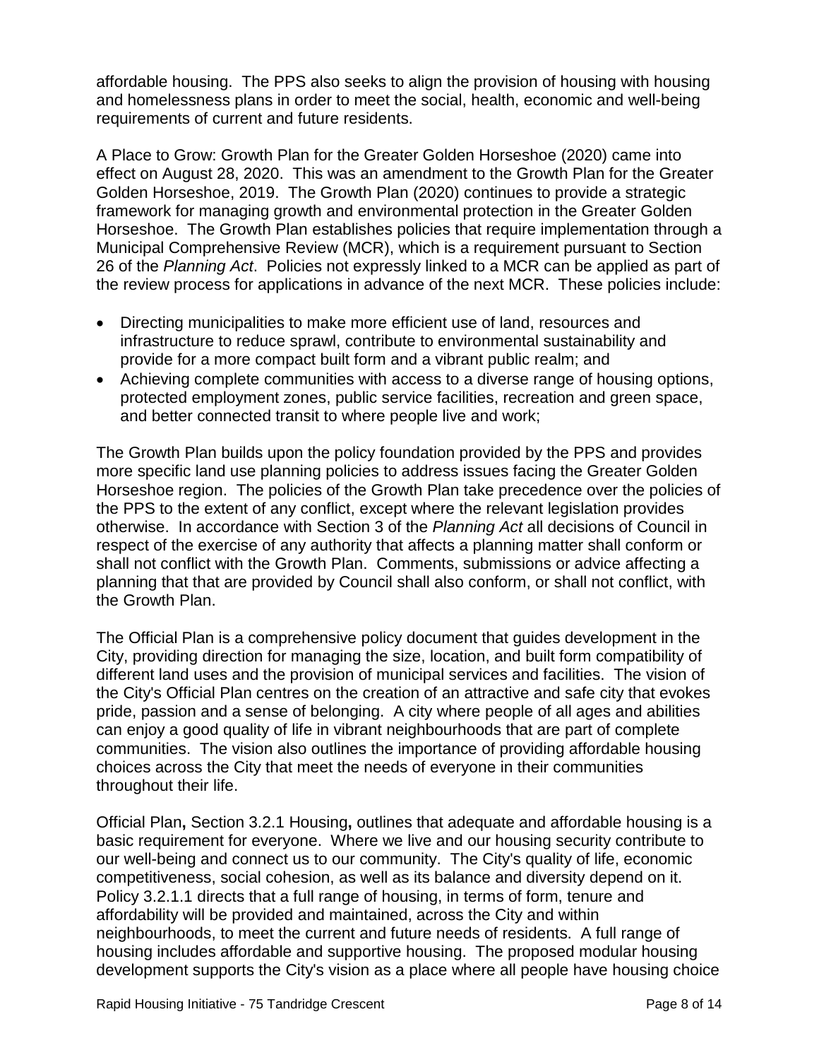affordable housing. The PPS also seeks to align the provision of housing with housing and homelessness plans in order to meet the social, health, economic and well-being requirements of current and future residents.

A Place to Grow: Growth Plan for the Greater Golden Horseshoe (2020) came into effect on August 28, 2020. This was an amendment to the Growth Plan for the Greater Golden Horseshoe, 2019. The Growth Plan (2020) continues to provide a strategic framework for managing growth and environmental protection in the Greater Golden Horseshoe. The Growth Plan establishes policies that require implementation through a Municipal Comprehensive Review (MCR), which is a requirement pursuant to Section 26 of the *Planning Act*. Policies not expressly linked to a MCR can be applied as part of the review process for applications in advance of the next MCR. These policies include:

- Directing municipalities to make more efficient use of land, resources and infrastructure to reduce sprawl, contribute to environmental sustainability and provide for a more compact built form and a vibrant public realm; and
- Achieving complete communities with access to a diverse range of housing options, protected employment zones, public service facilities, recreation and green space, and better connected transit to where people live and work;

The Growth Plan builds upon the policy foundation provided by the PPS and provides more specific land use planning policies to address issues facing the Greater Golden Horseshoe region. The policies of the Growth Plan take precedence over the policies of the PPS to the extent of any conflict, except where the relevant legislation provides otherwise. In accordance with Section 3 of the *Planning Act* all decisions of Council in respect of the exercise of any authority that affects a planning matter shall conform or shall not conflict with the Growth Plan. Comments, submissions or advice affecting a planning that that are provided by Council shall also conform, or shall not conflict, with the Growth Plan.

The Official Plan is a comprehensive policy document that guides development in the City, providing direction for managing the size, location, and built form compatibility of different land uses and the provision of municipal services and facilities. The vision of the City's Official Plan centres on the creation of an attractive and safe city that evokes pride, passion and a sense of belonging. A city where people of all ages and abilities can enjoy a good quality of life in vibrant neighbourhoods that are part of complete communities. The vision also outlines the importance of providing affordable housing choices across the City that meet the needs of everyone in their communities throughout their life.

Official Plan**,** Section 3.2.1 Housing**,** outlines that adequate and affordable housing is a basic requirement for everyone. Where we live and our housing security contribute to our well-being and connect us to our community. The City's quality of life, economic competitiveness, social cohesion, as well as its balance and diversity depend on it. Policy 3.2.1.1 directs that a full range of housing, in terms of form, tenure and affordability will be provided and maintained, across the City and within neighbourhoods, to meet the current and future needs of residents. A full range of housing includes affordable and supportive housing. The proposed modular housing development supports the City's vision as a place where all people have housing choice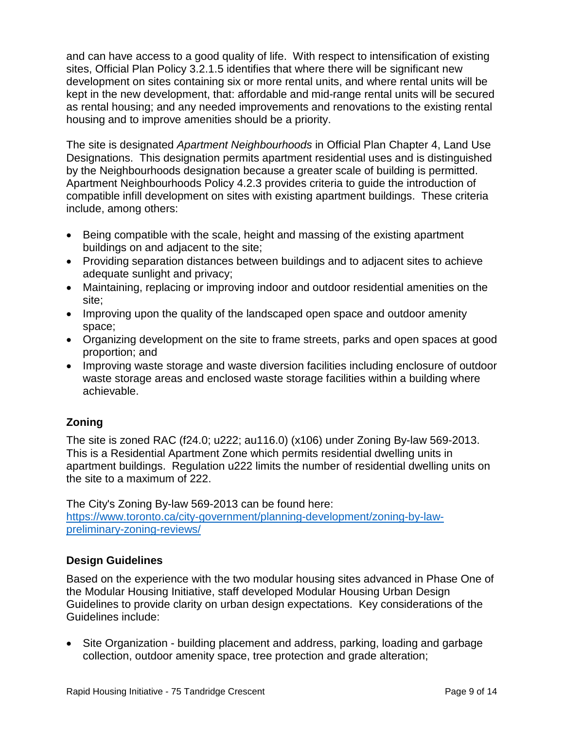and can have access to a good quality of life. With respect to intensification of existing sites, Official Plan Policy 3.2.1.5 identifies that where there will be significant new development on sites containing six or more rental units, and where rental units will be kept in the new development, that: affordable and mid-range rental units will be secured as rental housing; and any needed improvements and renovations to the existing rental housing and to improve amenities should be a priority.

The site is designated *Apartment Neighbourhoods* in Official Plan Chapter 4, Land Use Designations. This designation permits apartment residential uses and is distinguished by the Neighbourhoods designation because a greater scale of building is permitted. Apartment Neighbourhoods Policy 4.2.3 provides criteria to guide the introduction of compatible infill development on sites with existing apartment buildings. These criteria include, among others:

- Being compatible with the scale, height and massing of the existing apartment buildings on and adjacent to the site;
- Providing separation distances between buildings and to adjacent sites to achieve adequate sunlight and privacy;
- Maintaining, replacing or improving indoor and outdoor residential amenities on the site;
- Improving upon the quality of the landscaped open space and outdoor amenity space;
- Organizing development on the site to frame streets, parks and open spaces at good proportion; and
- Improving waste storage and waste diversion facilities including enclosure of outdoor waste storage areas and enclosed waste storage facilities within a building where achievable.

### Zoning

The site is zoned RAC (f24.0; u222; au116.0) (x106) under Zoning By-law 569-2013. This is a Residential Apartment Zone which permits residential dwelling units in apartment buildings. Regulation u222 limits the number of residential dwelling units on the site to a maximum of 222.

The City's Zoning By-law 569-2013 can be found here:
[https://www.toronto.ca/city-government/planning-development/zoning-by-law-preliminary-zoning-reviews/](https://www.toronto.ca/city-government/planning-development/zoning-by-law-preliminary-zoning-reviews/)

### Design Guidelines

Based on the experience with the two modular housing sites advanced in Phase One of the Modular Housing Initiative, staff developed Modular Housing Urban Design Guidelines to provide clarity on urban design expectations. Key considerations of the Guidelines include:

- Site Organization - building placement and address, parking, loading and garbage collection, outdoor amenity space, tree protection and grade alteration;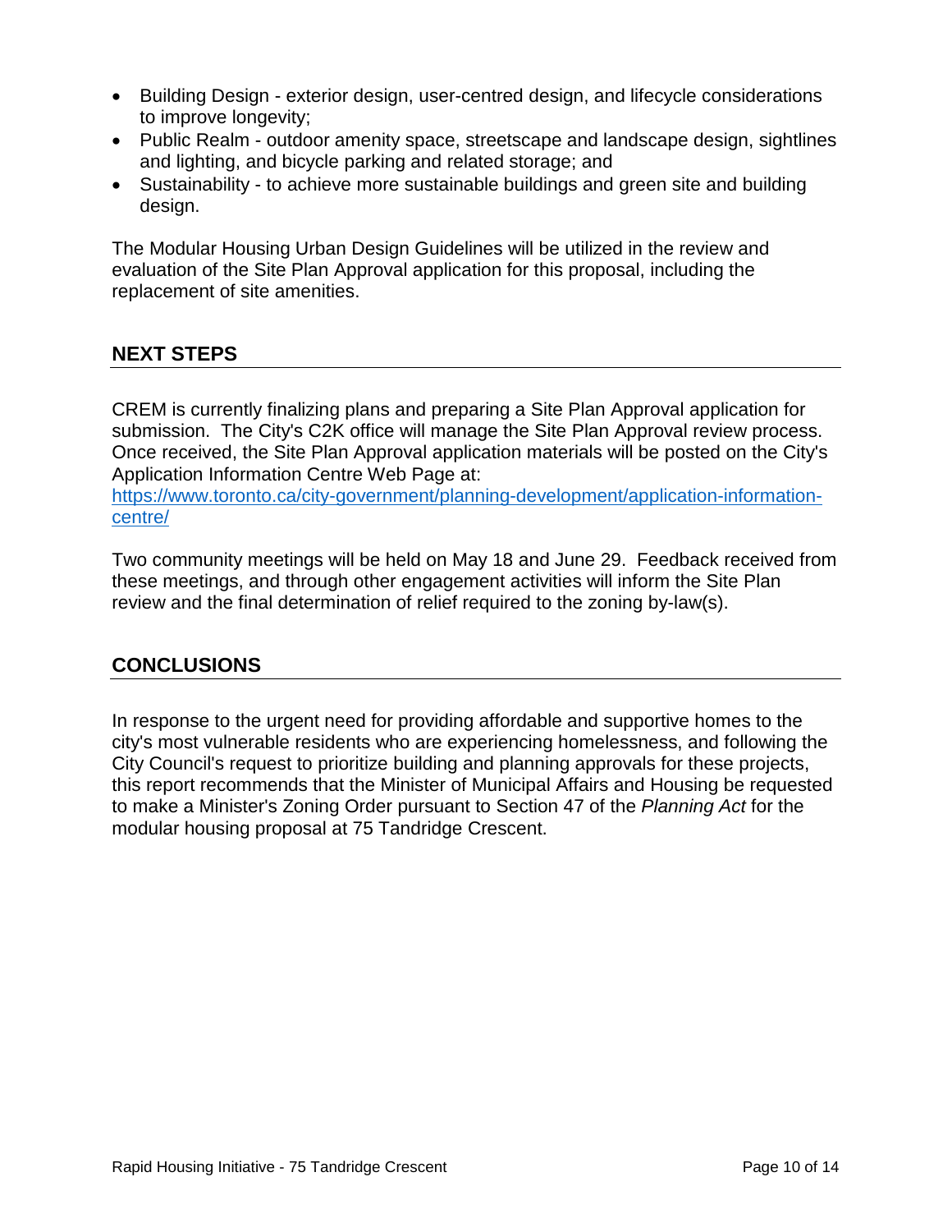- Building Design - exterior design, user-centred design, and lifecycle considerations to improve longevity;
- Public Realm - outdoor amenity space, streetscape and landscape design, sightlines and lighting, and bicycle parking and related storage; and
- Sustainability - to achieve more sustainable buildings and green site and building design.

The Modular Housing Urban Design Guidelines will be utilized in the review and evaluation of the Site Plan Approval application for this proposal, including the replacement of site amenities.

## NEXT STEPS

CREM is currently finalizing plans and preparing a Site Plan Approval application for submission. The City's C2K office will manage the Site Plan Approval review process. Once received, the Site Plan Approval application materials will be posted on the City's Application Information Centre Web Page at:
[https://www.toronto.ca/city-government/planning-development/application-information-centre/](https://www.toronto.ca/city-government/planning-development/application-information-centre/)

Two community meetings will be held on May 18 and June 29. Feedback received from these meetings, and through other engagement activities will inform the Site Plan review and the final determination of relief required to the zoning by-law(s).

## CONCLUSIONS

In response to the urgent need for providing affordable and supportive homes to the city's most vulnerable residents who are experiencing homelessness, and following the City Council's request to prioritize building and planning approvals for these projects, this report recommends that the Minister of Municipal Affairs and Housing be requested to make a Minister's Zoning Order pursuant to Section 47 of the *Planning Act* for the modular housing proposal at 75 Tandridge Crescent.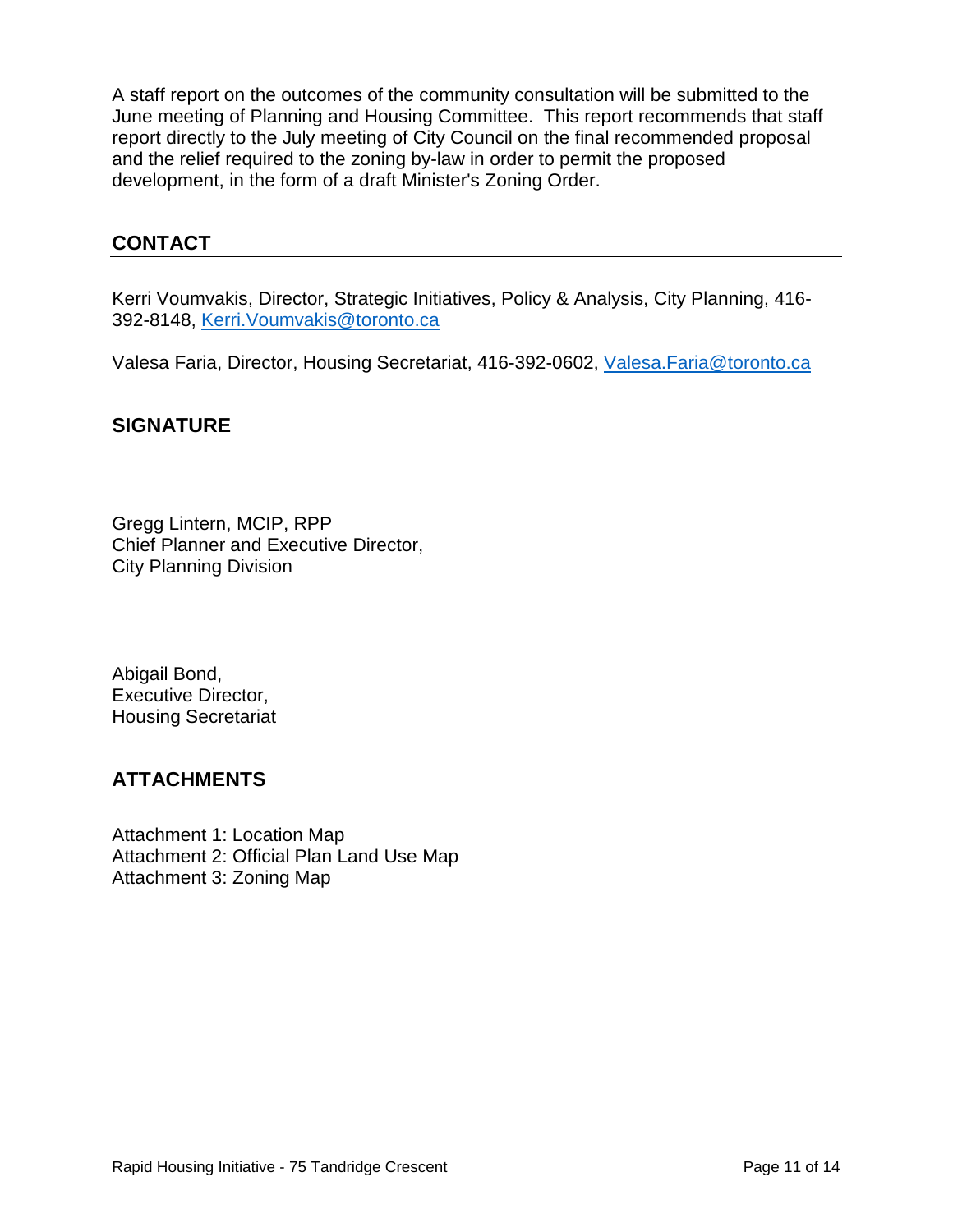A staff report on the outcomes of the community consultation will be submitted to the June meeting of Planning and Housing Committee. This report recommends that staff report directly to the July meeting of City Council on the final recommended proposal and the relief required to the zoning by-law in order to permit the proposed development, in the form of a draft Minister's Zoning Order.

## CONTACT

Kerri Voumvakis, Director, Strategic Initiatives, Policy & Analysis, City Planning, 416-392-8148, [Kerri.Voumvakis@toronto.ca](mailto:Kerri.Voumvakis@toronto.ca)

Valesa Faria, Director, Housing Secretariat, 416-392-0602, [Valesa.Faria@toronto.ca](mailto:Valesa.Faria@toronto.ca)

## SIGNATURE

Gregg Lintern, MCIP, RPP  
Chief Planner and Executive Director,  
City Planning Division

Abigail Bond,  
Executive Director,  
Housing Secretariat

## ATTACHMENTS

Attachment 1: Location Map  
Attachment 2: Official Plan Land Use Map  
Attachment 3: Zoning Map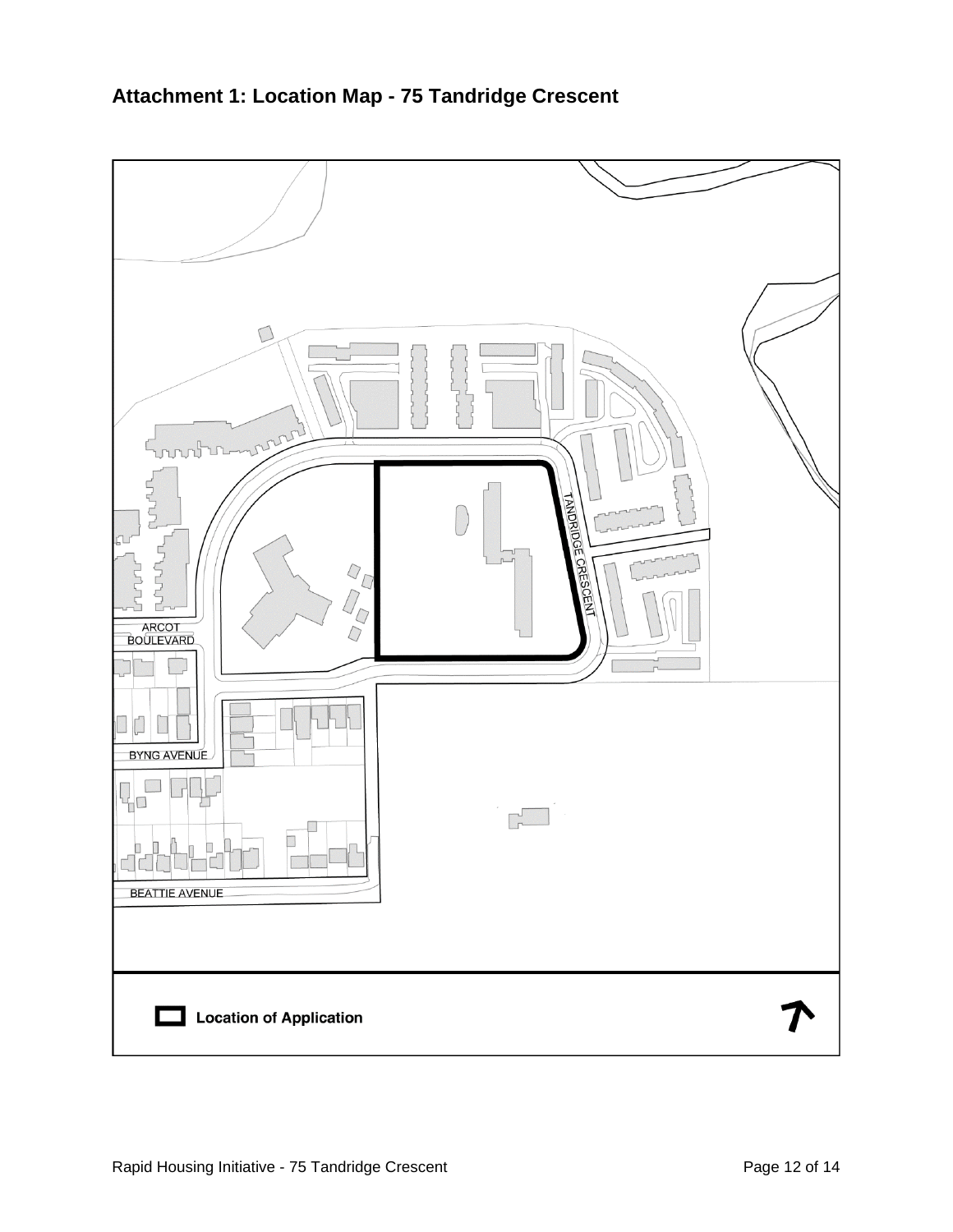## Attachment 1: Location Map - 75 Tandridge Crescent

TANDRIDGE CRESCENT

ARCOT BOULEVARD

BYNG AVENUE

BEATTIE AVENUE

**Location of Application**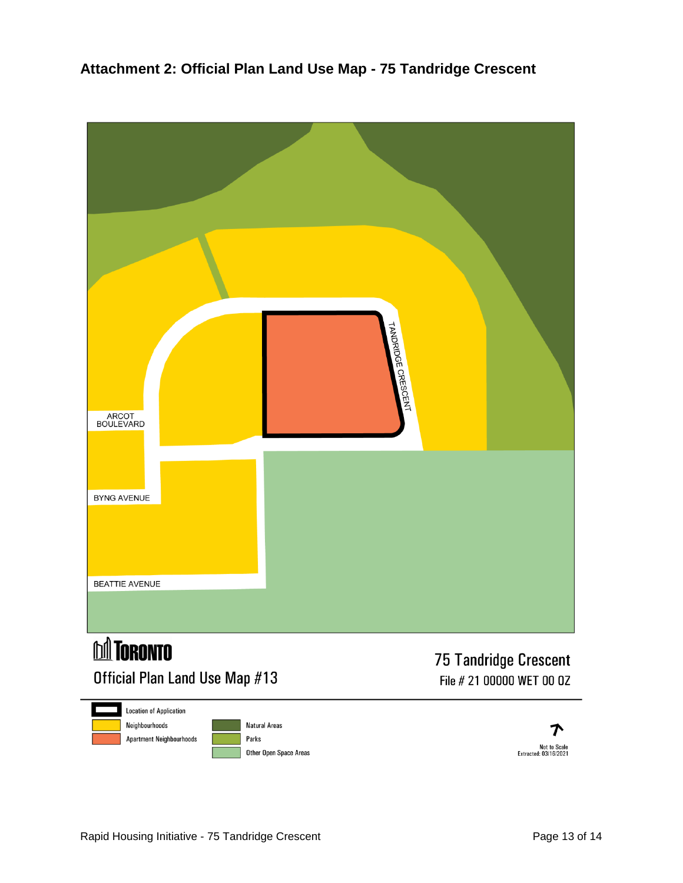## Attachment 2: Official Plan Land Use Map - 75 Tandridge Crescent

TANDRIDGE CRESCENT

ARCOT BOULEVARD

BYNG AVENUE

BEATTIE AVENUE

TORONTO

Official Plan Land Use Map #13

75 Tandridge Crescent

File # 21 00000 WET 00 OZ

- Location of Application
- Neighbourhoods
- Apartment Neighbourhoods
- Natural Areas
- Parks
- Other Open Space Areas

Not to Scale
Extracted: 03/16/2021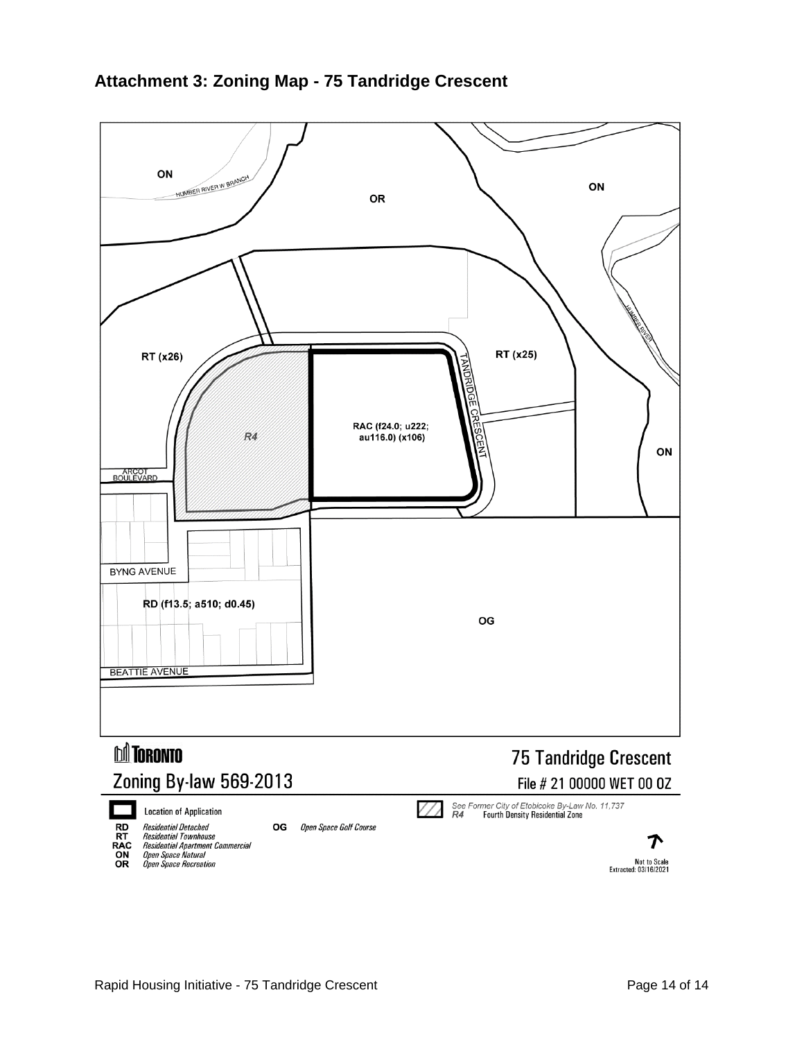## Attachment 3: Zoning Map - 75 Tandridge Crescent

ON

HUMBER RIVER W BRANCH

OR

ON

RT (x26)

RT (x25)

TANDRIDGE CRESCENT

HUMBER RIVER

R4

RAC (f24.0; u222; au116.0) (x106)

ON

ARCOT BOULEVARD

BYNG AVENUE

RD (f13.5; a510; d0.45)

OG

BEATTIE AVENUE

TORONTO

Zoning By-law 569-2013

75 Tandridge Crescent

File # 21 00000 WET 00 OZ

Location of Application

RD Residential Detached
RT Residential Townhouse
RAC Residential Apartment Commercial
ON Open Space Natural
OR Open Space Recreation

OG Open Space Golf Course

See Former City of Etobicoke By-Law No. 11,737
R4 Fourth Density Residential Zone

Not to Scale
Extracted: 03/16/2021